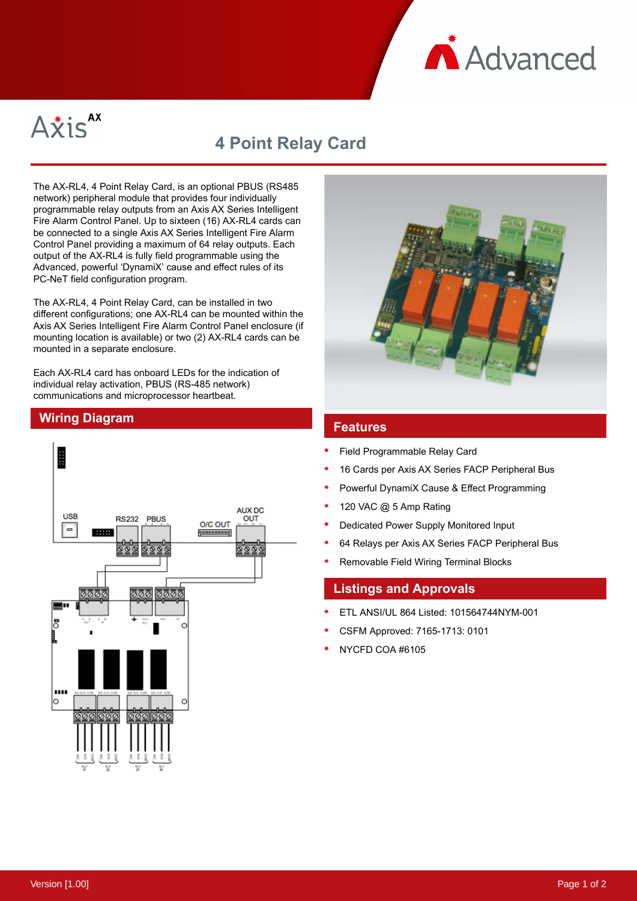# 4 Point Relay Card

The AX-RL4, 4 Point Relay Card, is an optional PBUS (RS485 network) peripheral module that provides four individually programmable relay outputs from an Axis AX Series Intelligent Fire Alarm Control Panel. Up to sixteen (16) AX-RL4 cards can be connected to a single Axis AX Series Intelligent Fire Alarm Control Panel providing a maximum of 64 relay outputs. Each output of the AX-RL4 is fully field programmable using the Advanced, powerful 'DynamiX' cause and effect rules of its PC-NeT field configuration program.

The AX-RL4, 4 Point Relay Card, can be installed in two different configurations; one AX-RL4 can be mounted within the Axis AX Series Intelligent Fire Alarm Control Panel enclosure (if mounting location is available) or two (2) AX-RL4 cards can be mounted in a separate enclosure.

Each AX-RL4 card has onboard LEDs for the indication of individual relay activation, PBUS (RS-485 network) communications and microprocessor heartbeat.

## Wiring Diagram

## Features

- Field Programmable Relay Card
- 16 Cards per Axis AX Series FACP Peripheral Bus
- Powerful DynamiX Cause & Effect Programming
- 120 VAC @ 5 Amp Rating
- Dedicated Power Supply Monitored Input
- 64 Relays per Axis AX Series FACP Peripheral Bus
- Removable Field Wiring Terminal Blocks

## Listings and Approvals

- ETL ANSI/UL 864 Listed: 101564744NYM-001
- CSFM Approved: 7165-1713: 0101
- NYCFD COA #6105

Version [1.00]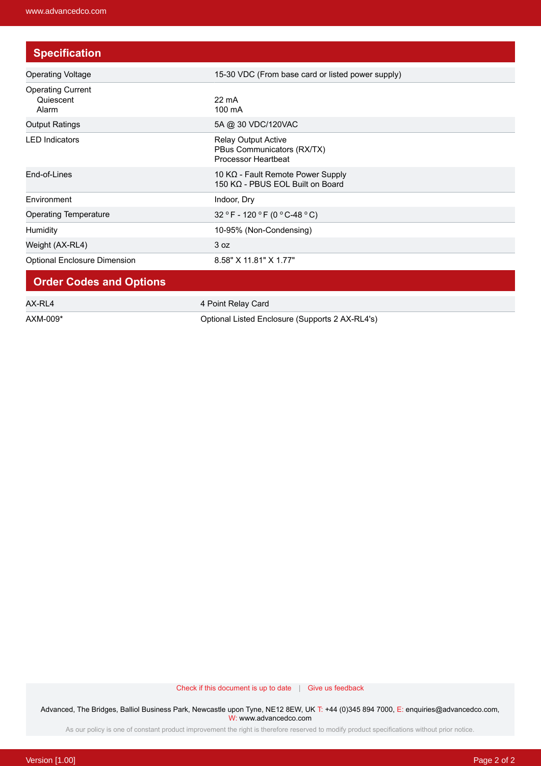## Specification

| | |
|---|---|
| Operating Voltage | 15-30 VDC (From base card or listed power supply) |
| Operating Current<br>Quiescent<br>Alarm | <br>22 mA<br>100 mA |
| Output Ratings | 5A @ 30 VDC/120VAC |
| LED Indicators | Relay Output Active<br>PBus Communicators (RX/TX)<br>Processor Heartbeat |
| End-of-Lines | 10 KΩ - Fault Remote Power Supply<br>150 KΩ - PBUS EOL Built on Board |
| Environment | Indoor, Dry |
| Operating Temperature | 32 °F - 120 °F (0 °C-48 °C) |
| Humidity | 10-95% (Non-Condensing) |
| Weight (AX-RL4) | 3 oz |
| Optional Enclosure Dimension | 8.58" X 11.81" X 1.77" |

## Order Codes and Options

| | |
|---|---|
| AX-RL4 | 4 Point Relay Card |
| AXM-009* | Optional Listed Enclosure (Supports 2 AX-RL4's) |

Check if this document is up to date | Give us feedback

Advanced, The Bridges, Balliol Business Park, Newcastle upon Tyne, NE12 8EW, UK T: +44 (0)345 894 7000, E: enquiries@advancedco.com, W: www.advancedco.com

As our policy is one of constant product improvement the right is therefore reserved to modify product specifications without prior notice.

Version [1.00]